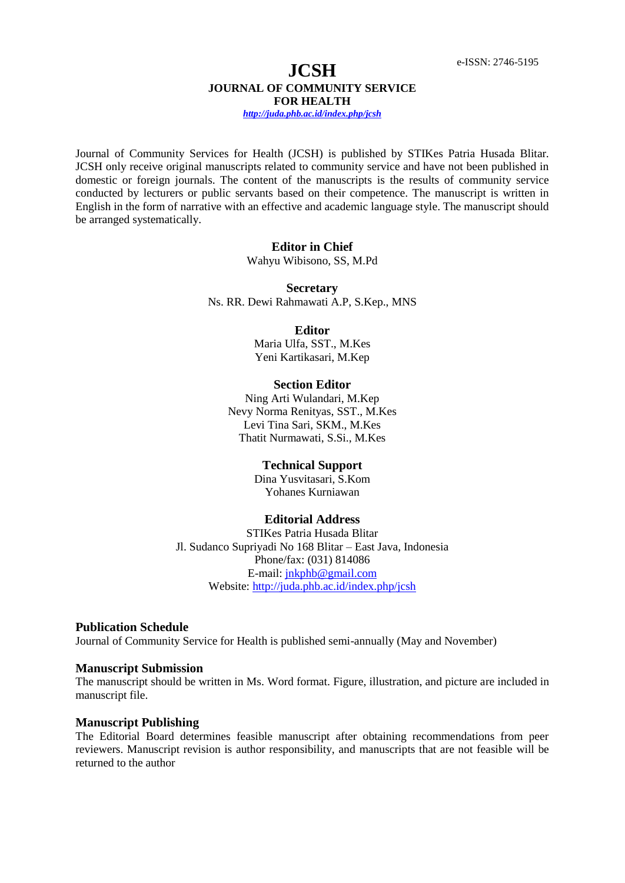e-ISSN: 2746-5195

# JCSH

## JOURNAL OF COMMUNITY SERVICE FOR HEALTH

*http://juda.phb.ac.id/index.php/jcsh*

Journal of Community Services for Health (JCSH) is published by STIKes Patria Husada Blitar. JCSH only receive original manuscripts related to community service and have not been published in domestic or foreign journals. The content of the manuscripts is the results of community service conducted by lecturers or public servants based on their competence. The manuscript is written in English in the form of narrative with an effective and academic language style. The manuscript should be arranged systematically.

**Editor in Chief**
Wahyu Wibisono, SS, M.Pd

**Secretary**
Ns. RR. Dewi Rahmawati A.P, S.Kep., MNS

**Editor**
Maria Ulfa, SST., M.Kes
Yeni Kartikasari, M.Kep

**Section Editor**
Ning Arti Wulandari, M.Kep
Nevy Norma Renityas, SST., M.Kes
Levi Tina Sari, SKM., M.Kes
Thatit Nurmawati, S.Si., M.Kes

**Technical Support**
Dina Yusvitasari, S.Kom
Yohanes Kurniawan

**Editorial Address**
STIKes Patria Husada Blitar
Jl. Sudanco Supriyadi No 168 Blitar – East Java, Indonesia
Phone/fax: (031) 814086
E-mail: jnkphb@gmail.com
Website: http://juda.phb.ac.id/index.php/jcsh

### Publication Schedule

Journal of Community Service for Health is published semi-annually (May and November)

### Manuscript Submission

The manuscript should be written in Ms. Word format. Figure, illustration, and picture are included in manuscript file.

### Manuscript Publishing

The Editorial Board determines feasible manuscript after obtaining recommendations from peer reviewers. Manuscript revision is author responsibility, and manuscripts that are not feasible will be returned to the author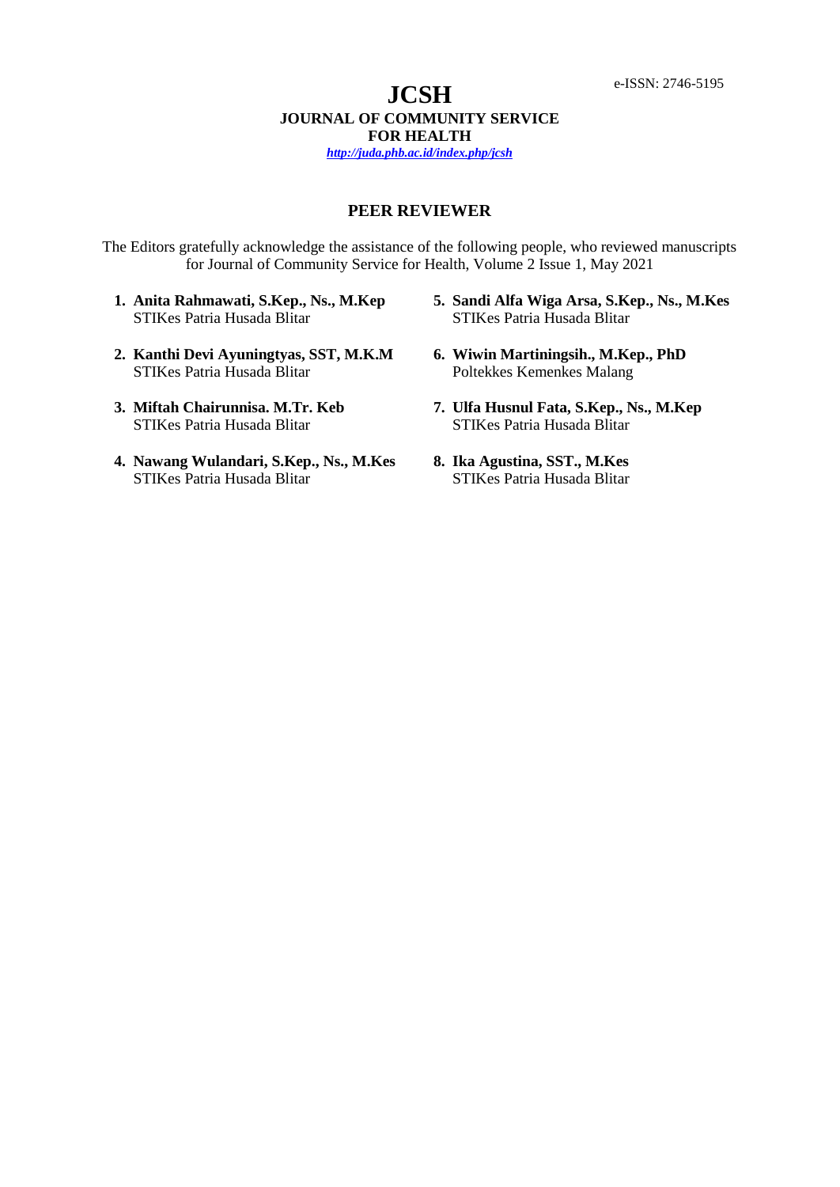e-ISSN: 2746-5195

# JCSH

**JOURNAL OF COMMUNITY SERVICE FOR HEALTH**

*http://juda.phb.ac.id/index.php/jcsh*

## PEER REVIEWER

The Editors gratefully acknowledge the assistance of the following people, who reviewed manuscripts for Journal of Community Service for Health, Volume 2 Issue 1, May 2021

1. **Anita Rahmawati, S.Kep., Ns., M.Kep**
   STIKes Patria Husada Blitar
2. **Kanthi Devi Ayuningtyas, SST, M.K.M**
   STIKes Patria Husada Blitar
3. **Miftah Chairunnisa. M.Tr. Keb**
   STIKes Patria Husada Blitar
4. **Nawang Wulandari, S.Kep., Ns., M.Kes**
   STIKes Patria Husada Blitar
5. **Sandi Alfa Wiga Arsa, S.Kep., Ns., M.Kes**
   STIKes Patria Husada Blitar
6. **Wiwin Martiningsih., M.Kep., PhD**
   Poltekkes Kemenkes Malang
7. **Ulfa Husnul Fata, S.Kep., Ns., M.Kep**
   STIKes Patria Husada Blitar
8. **Ika Agustina, SST., M.Kes**
   STIKes Patria Husada Blitar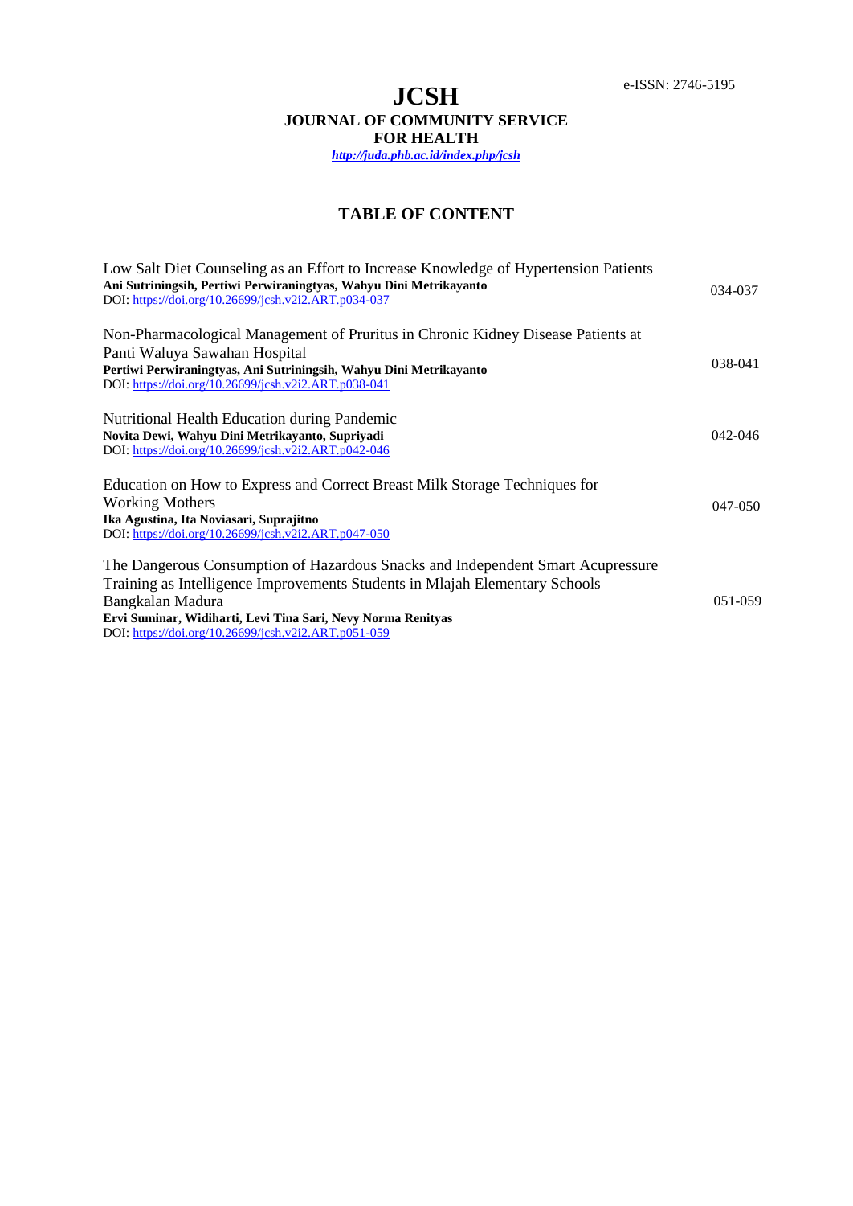e-ISSN: 2746-5195

# JCSH

## JOURNAL OF COMMUNITY SERVICE FOR HEALTH

*http://juda.phb.ac.id/index.php/jcsh*

## TABLE OF CONTENT

Low Salt Diet Counseling as an Effort to Increase Knowledge of Hypertension Patients
**Ani Sutriningsih, Pertiwi Perwiraningtyas, Wahyu Dini Metrikayanto**
DOI: https://doi.org/10.26699/jcsh.v2i2.ART.p034-037 — 034-037

Non-Pharmacological Management of Pruritus in Chronic Kidney Disease Patients at Panti Waluya Sawahan Hospital
**Pertiwi Perwiraningtyas, Ani Sutriningsih, Wahyu Dini Metrikayanto**
DOI: https://doi.org/10.26699/jcsh.v2i2.ART.p038-041 — 038-041

Nutritional Health Education during Pandemic
**Novita Dewi, Wahyu Dini Metrikayanto, Supriyadi**
DOI: https://doi.org/10.26699/jcsh.v2i2.ART.p042-046 — 042-046

Education on How to Express and Correct Breast Milk Storage Techniques for Working Mothers
**Ika Agustina, Ita Noviasari, Suprajitno**
DOI: https://doi.org/10.26699/jcsh.v2i2.ART.p047-050 — 047-050

The Dangerous Consumption of Hazardous Snacks and Independent Smart Acupressure Training as Intelligence Improvements Students in Mlajah Elementary Schools Bangkalan Madura
**Ervi Suminar, Widiharti, Levi Tina Sari, Nevy Norma Renityas**
DOI: https://doi.org/10.26699/jcsh.v2i2.ART.p051-059 — 051-059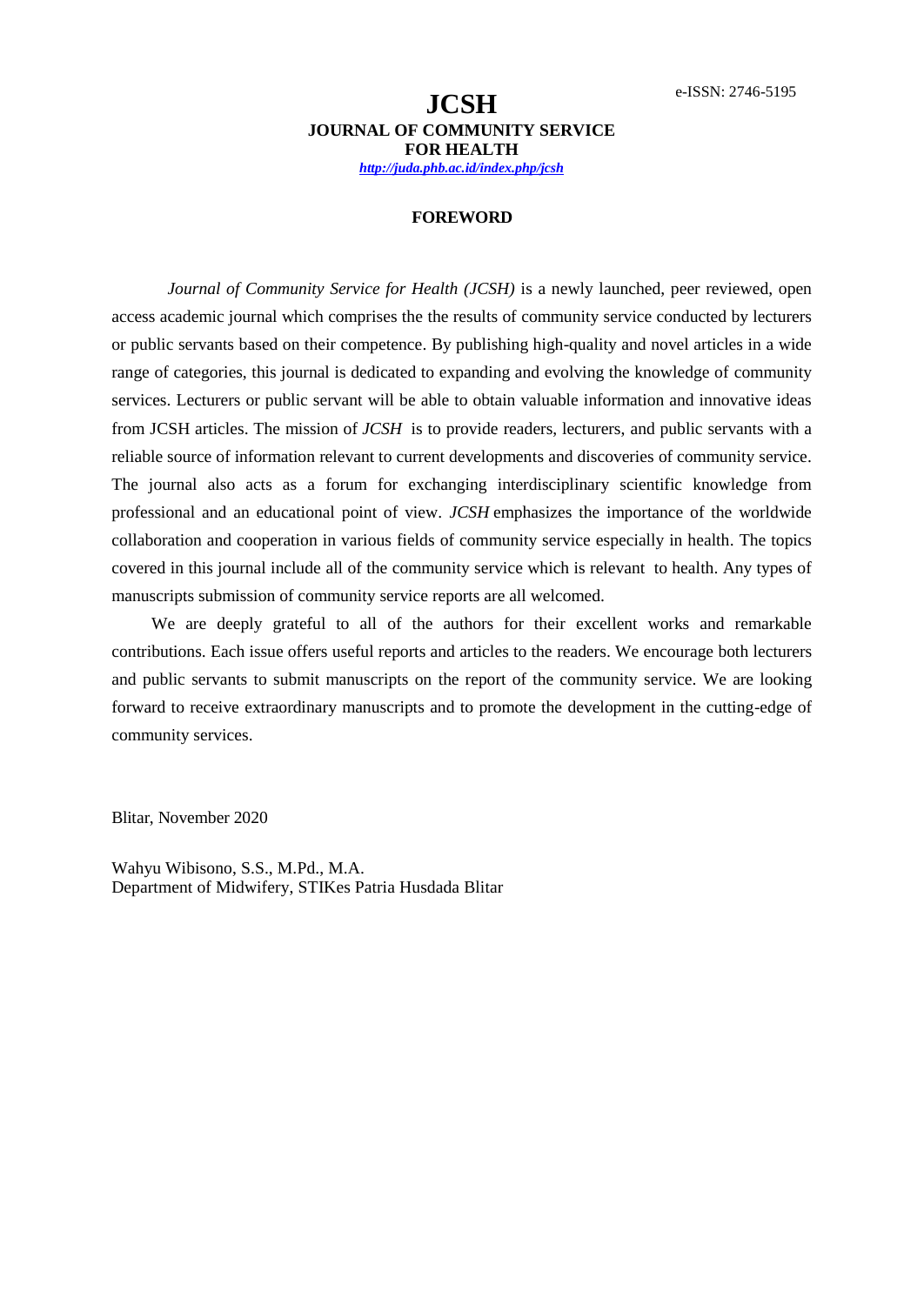e-ISSN: 2746-5195

# JCSH

**JOURNAL OF COMMUNITY SERVICE FOR HEALTH**

***http://juda.phb.ac.id/index.php/jcsh***

## FOREWORD

*Journal of Community Service for Health (JCSH)* is a newly launched, peer reviewed, open access academic journal which comprises the the results of community service conducted by lecturers or public servants based on their competence. By publishing high-quality and novel articles in a wide range of categories, this journal is dedicated to expanding and evolving the knowledge of community services. Lecturers or public servant will be able to obtain valuable information and innovative ideas from JCSH articles. The mission of *JCSH* is to provide readers, lecturers, and public servants with a reliable source of information relevant to current developments and discoveries of community service. The journal also acts as a forum for exchanging interdisciplinary scientific knowledge from professional and an educational point of view. *JCSH* emphasizes the importance of the worldwide collaboration and cooperation in various fields of community service especially in health. The topics covered in this journal include all of the community service which is relevant to health. Any types of manuscripts submission of community service reports are all welcomed.

We are deeply grateful to all of the authors for their excellent works and remarkable contributions. Each issue offers useful reports and articles to the readers. We encourage both lecturers and public servants to submit manuscripts on the report of the community service. We are looking forward to receive extraordinary manuscripts and to promote the development in the cutting-edge of community services.

Blitar, November 2020

Wahyu Wibisono, S.S., M.Pd., M.A.
Department of Midwifery, STIKes Patria Husdada Blitar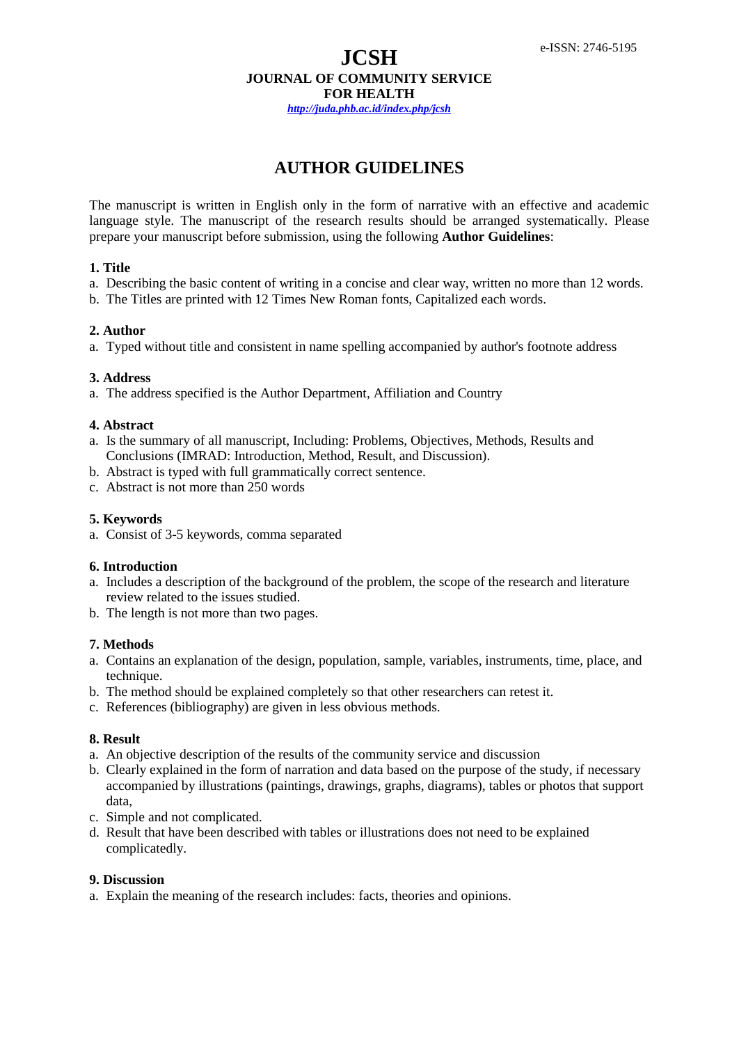# JCSH

**JOURNAL OF COMMUNITY SERVICE FOR HEALTH**

*http://juda.phb.ac.id/index.php/jcsh*

e-ISSN: 2746-5195

## AUTHOR GUIDELINES

The manuscript is written in English only in the form of narrative with an effective and academic language style. The manuscript of the research results should be arranged systematically. Please prepare your manuscript before submission, using the following **Author Guidelines**:

### 1. Title

a. Describing the basic content of writing in a concise and clear way, written no more than 12 words.
b. The Titles are printed with 12 Times New Roman fonts, Capitalized each words.

### 2. Author

a. Typed without title and consistent in name spelling accompanied by author's footnote address

### 3. Address

a. The address specified is the Author Department, Affiliation and Country

### 4. Abstract

a. Is the summary of all manuscript, Including: Problems, Objectives, Methods, Results and Conclusions (IMRAD: Introduction, Method, Result, and Discussion).
b. Abstract is typed with full grammatically correct sentence.
c. Abstract is not more than 250 words

### 5. Keywords

a. Consist of 3-5 keywords, comma separated

### 6. Introduction

a. Includes a description of the background of the problem, the scope of the research and literature review related to the issues studied.
b. The length is not more than two pages.

### 7. Methods

a. Contains an explanation of the design, population, sample, variables, instruments, time, place, and technique.
b. The method should be explained completely so that other researchers can retest it.
c. References (bibliography) are given in less obvious methods.

### 8. Result

a. An objective description of the results of the community service and discussion
b. Clearly explained in the form of narration and data based on the purpose of the study, if necessary accompanied by illustrations (paintings, drawings, graphs, diagrams), tables or photos that support data,
c. Simple and not complicated.
d. Result that have been described with tables or illustrations does not need to be explained complicatedly.

### 9. Discussion

a. Explain the meaning of the research includes: facts, theories and opinions.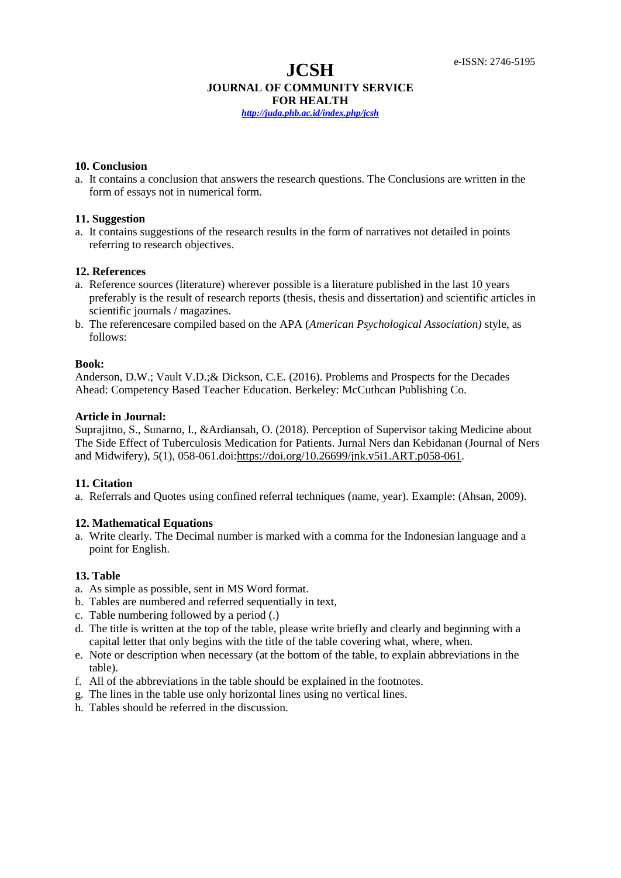### 10. Conclusion

a. It contains a conclusion that answers the research questions. The Conclusions are written in the form of essays not in numerical form.

### 11. Suggestion

a. It contains suggestions of the research results in the form of narratives not detailed in points referring to research objectives.

### 12. References

a. Reference sources (literature) wherever possible is a literature published in the last 10 years preferably is the result of research reports (thesis, thesis and dissertation) and scientific articles in scientific journals / magazines.
b. The referencesare compiled based on the APA (*American Psychological Association)* style, as follows:

**Book:**

Anderson, D.W.; Vault V.D.;& Dickson, C.E. (2016). Problems and Prospects for the Decades Ahead: Competency Based Teacher Education. Berkeley: McCuthcan Publishing Co.

**Article in Journal:**

Suprajitno, S., Sunarno, I., &Ardiansah, O. (2018). Perception of Supervisor taking Medicine about The Side Effect of Tuberculosis Medication for Patients. Jurnal Ners dan Kebidanan (Journal of Ners and Midwifery), *5*(1), 058-061.doi:https://doi.org/10.26699/jnk.v5i1.ART.p058-061.

### 11. Citation

a. Referrals and Quotes using confined referral techniques (name, year). Example: (Ahsan, 2009).

### 12. Mathematical Equations

a. Write clearly. The Decimal number is marked with a comma for the Indonesian language and a point for English.

### 13. Table

a. As simple as possible, sent in MS Word format.
b. Tables are numbered and referred sequentially in text,
c. Table numbering followed by a period (.)
d. The title is written at the top of the table, please write briefly and clearly and beginning with a capital letter that only begins with the title of the table covering what, where, when.
e. Note or description when necessary (at the bottom of the table, to explain abbreviations in the table).
f. All of the abbreviations in the table should be explained in the footnotes.
g. The lines in the table use only horizontal lines using no vertical lines.
h. Tables should be referred in the discussion.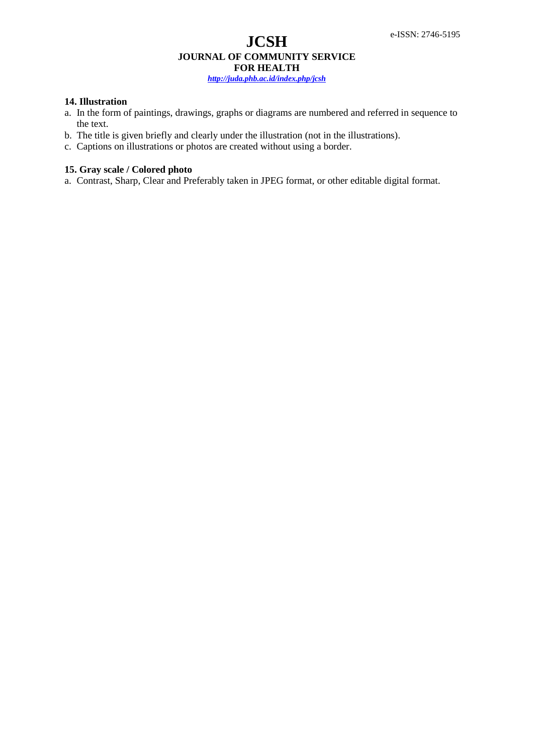**14. Illustration**

a. In the form of paintings, drawings, graphs or diagrams are numbered and referred in sequence to the text.
b. The title is given briefly and clearly under the illustration (not in the illustrations).
c. Captions on illustrations or photos are created without using a border.

**15. Gray scale / Colored photo**

a. Contrast, Sharp, Clear and Preferably taken in JPEG format, or other editable digital format.